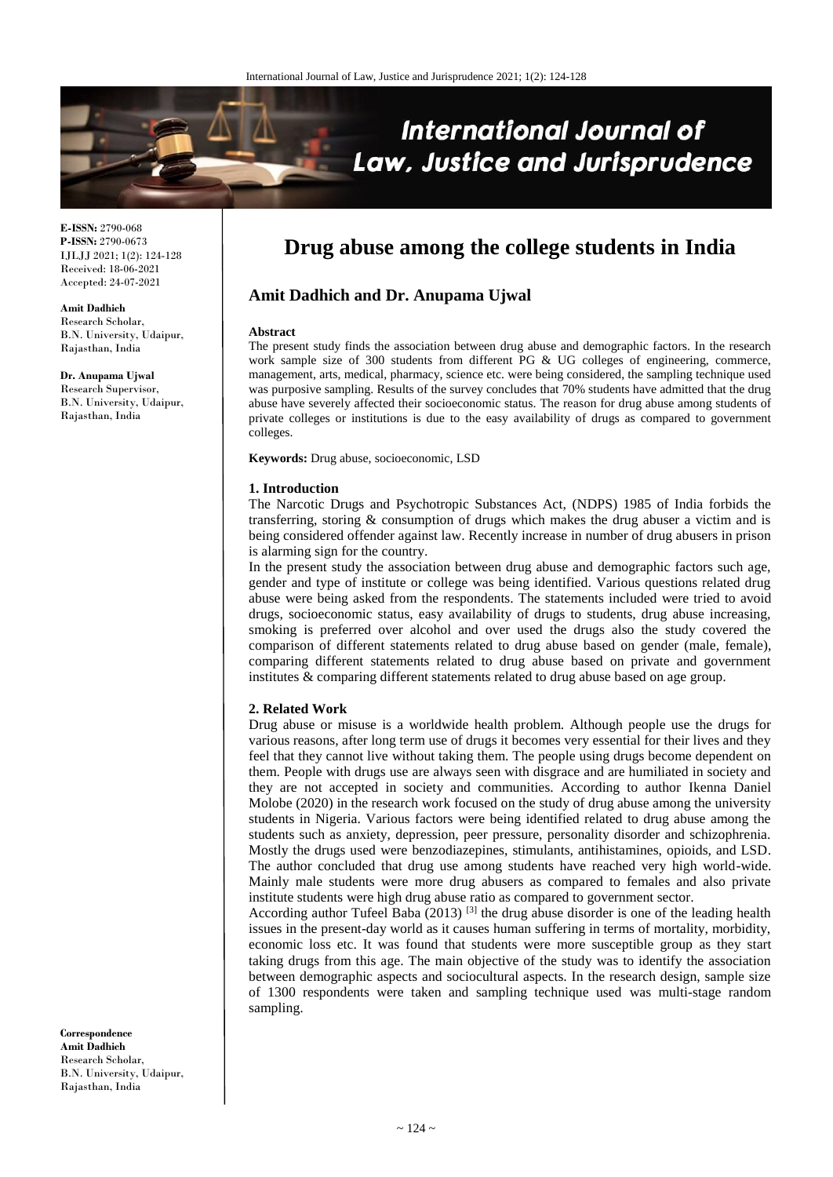# Drug abuse among the college students in India

**Amit Dadhich and Dr. Anupama Ujwal**

**E-ISSN:** 2790-068
**P-ISSN:** 2790-0673
IJLJJ 2021; 1(2): 124-128
Received: 18-06-2021
Accepted: 24-07-2021

**Amit Dadhich**
Research Scholar,
B.N. University, Udaipur,
Rajasthan, India

**Dr. Anupama Ujwal**
Research Supervisor,
B.N. University, Udaipur,
Rajasthan, India

**Correspondence**
**Amit Dadhich**
Research Scholar,
B.N. University, Udaipur,
Rajasthan, India

**Abstract**

The present study finds the association between drug abuse and demographic factors. In the research work sample size of 300 students from different PG & UG colleges of engineering, commerce, management, arts, medical, pharmacy, science etc. were being considered, the sampling technique used was purposive sampling. Results of the survey concludes that 70% students have admitted that the drug abuse have severely affected their socioeconomic status. The reason for drug abuse among students of private colleges or institutions is due to the easy availability of drugs as compared to government colleges.

**Keywords:** Drug abuse, socioeconomic, LSD

## 1. Introduction

The Narcotic Drugs and Psychotropic Substances Act, (NDPS) 1985 of India forbids the transferring, storing & consumption of drugs which makes the drug abuser a victim and is being considered offender against law. Recently increase in number of drug abusers in prison is alarming sign for the country.

In the present study the association between drug abuse and demographic factors such age, gender and type of institute or college was being identified. Various questions related drug abuse were being asked from the respondents. The statements included were tried to avoid drugs, socioeconomic status, easy availability of drugs to students, drug abuse increasing, smoking is preferred over alcohol and over used the drugs also the study covered the comparison of different statements related to drug abuse based on gender (male, female), comparing different statements related to drug abuse based on private and government institutes & comparing different statements related to drug abuse based on age group.

## 2. Related Work

Drug abuse or misuse is a worldwide health problem. Although people use the drugs for various reasons, after long term use of drugs it becomes very essential for their lives and they feel that they cannot live without taking them. The people using drugs become dependent on them. People with drugs use are always seen with disgrace and are humiliated in society and they are not accepted in society and communities. According to author Ikenna Daniel Molobe (2020) in the research work focused on the study of drug abuse among the university students in Nigeria. Various factors were being identified related to drug abuse among the students such as anxiety, depression, peer pressure, personality disorder and schizophrenia. Mostly the drugs used were benzodiazepines, stimulants, antihistamines, opioids, and LSD. The author concluded that drug use among students have reached very high world-wide. Mainly male students were more drug abusers as compared to females and also private institute students were high drug abuse ratio as compared to government sector.

According author Tufeel Baba (2013) [3] the drug abuse disorder is one of the leading health issues in the present-day world as it causes human suffering in terms of mortality, morbidity, economic loss etc. It was found that students were more susceptible group as they start taking drugs from this age. The main objective of the study was to identify the association between demographic aspects and sociocultural aspects. In the research design, sample size of 1300 respondents were taken and sampling technique used was multi-stage random sampling.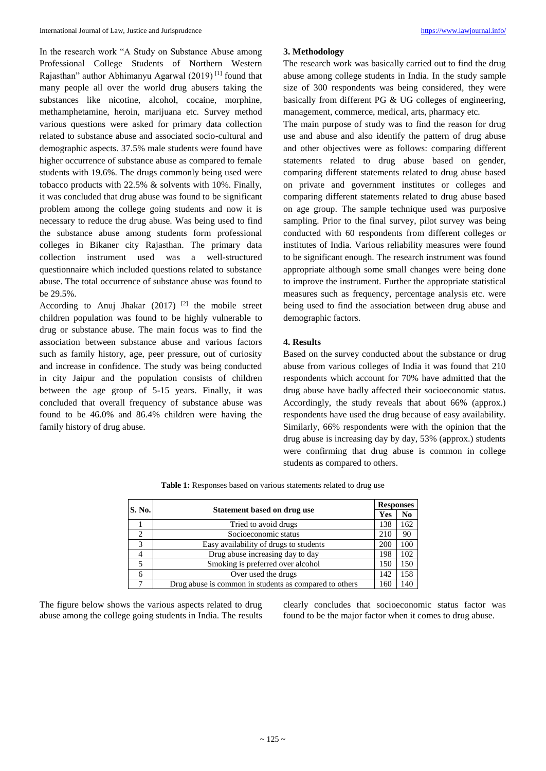In the research work "A Study on Substance Abuse among Professional College Students of Northern Western Rajasthan" author Abhimanyu Agarwal (2019) [1] found that many people all over the world drug abusers taking the substances like nicotine, alcohol, cocaine, morphine, methamphetamine, heroin, marijuana etc. Survey method various questions were asked for primary data collection related to substance abuse and associated socio-cultural and demographic aspects. 37.5% male students were found have higher occurrence of substance abuse as compared to female students with 19.6%. The drugs commonly being used were tobacco products with 22.5% & solvents with 10%. Finally, it was concluded that drug abuse was found to be significant problem among the college going students and now it is necessary to reduce the drug abuse. Was being used to find the substance abuse among students form professional colleges in Bikaner city Rajasthan. The primary data collection instrument used was a well-structured questionnaire which included questions related to substance abuse. The total occurrence of substance abuse was found to be 29.5%.

According to Anuj Jhakar (2017) [2] the mobile street children population was found to be highly vulnerable to drug or substance abuse. The main focus was to find the association between substance abuse and various factors such as family history, age, peer pressure, out of curiosity and increase in confidence. The study was being conducted in city Jaipur and the population consists of children between the age group of 5-15 years. Finally, it was concluded that overall frequency of substance abuse was found to be 46.0% and 86.4% children were having the family history of drug abuse.

## 3. Methodology

The research work was basically carried out to find the drug abuse among college students in India. In the study sample size of 300 respondents was being considered, they were basically from different PG & UG colleges of engineering, management, commerce, medical, arts, pharmacy etc.

The main purpose of study was to find the reason for drug use and abuse and also identify the pattern of drug abuse and other objectives were as follows: comparing different statements related to drug abuse based on gender, comparing different statements related to drug abuse based on private and government institutes or colleges and comparing different statements related to drug abuse based on age group. The sample technique used was purposive sampling. Prior to the final survey, pilot survey was being conducted with 60 respondents from different colleges or institutes of India. Various reliability measures were found to be significant enough. The research instrument was found appropriate although some small changes were being done to improve the instrument. Further the appropriate statistical measures such as frequency, percentage analysis etc. were being used to find the association between drug abuse and demographic factors.

## 4. Results

Based on the survey conducted about the substance or drug abuse from various colleges of India it was found that 210 respondents which account for 70% have admitted that the drug abuse have badly affected their socioeconomic status. Accordingly, the study reveals that about 66% (approx.) respondents have used the drug because of easy availability. Similarly, 66% respondents were with the opinion that the drug abuse is increasing day by day, 53% (approx.) students were confirming that drug abuse is common in college students as compared to others.

**Table 1:** Responses based on various statements related to drug use

| S. No. | Statement based on drug use | Responses | |
|---|---|---|---|
| | | Yes | No |
| 1 | Tried to avoid drugs | 138 | 162 |
| 2 | Socioeconomic status | 210 | 90 |
| 3 | Easy availability of drugs to students | 200 | 100 |
| 4 | Drug abuse increasing day to day | 198 | 102 |
| 5 | Smoking is preferred over alcohol | 150 | 150 |
| 6 | Over used the drugs | 142 | 158 |
| 7 | Drug abuse is common in students as compared to others | 160 | 140 |

The figure below shows the various aspects related to drug abuse among the college going students in India. The results clearly concludes that socioeconomic status factor was found to be the major factor when it comes to drug abuse.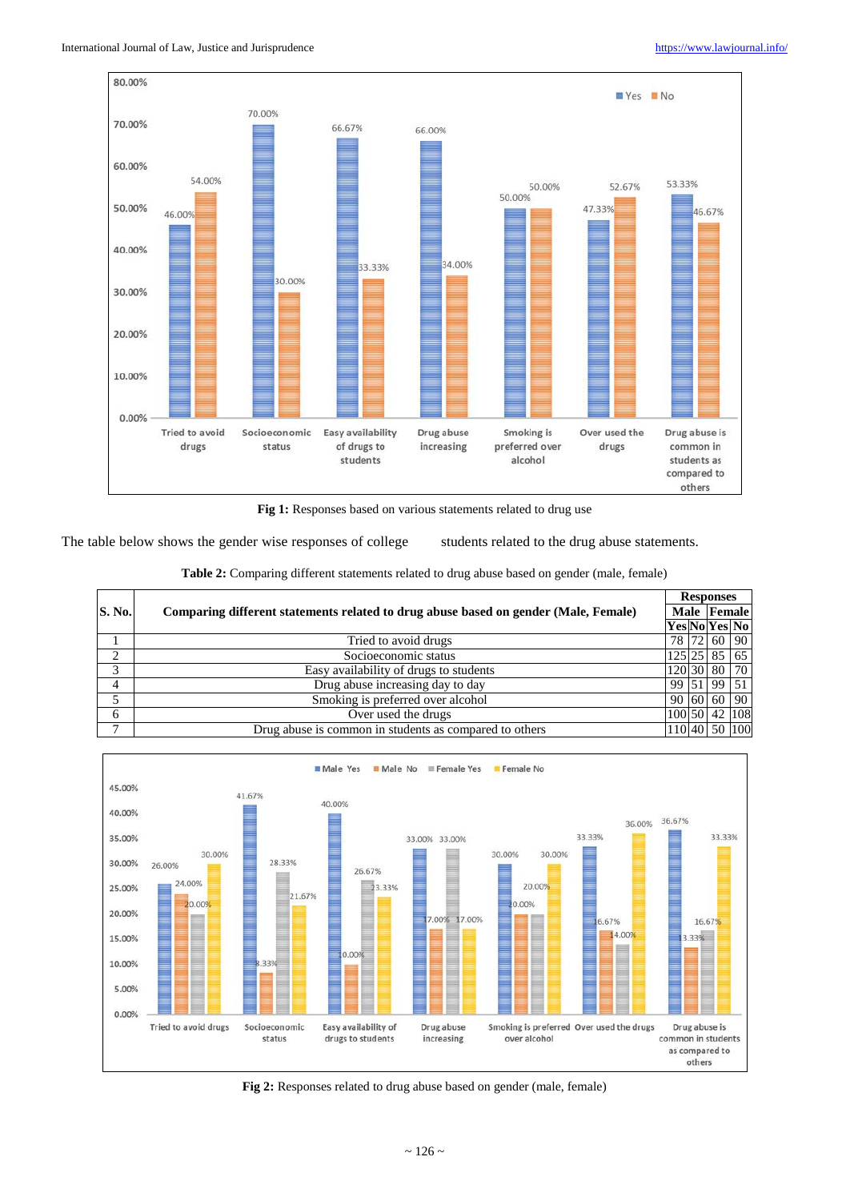Fig 1: Responses based on various statements related to drug use

The table below shows the gender wise responses of college students related to the drug abuse statements.

**Table 2:** Comparing different statements related to drug abuse based on gender (male, female)

| S. No. | Comparing different statements related to drug abuse based on gender (Male, Female) | Responses | | | |
|---|---|---|---|---|---|
| | | Male | | Female | |
| | | Yes | No | Yes | No |
| 1 | Tried to avoid drugs | 78 | 72 | 60 | 90 |
| 2 | Socioeconomic status | 125 | 25 | 85 | 65 |
| 3 | Easy availability of drugs to students | 120 | 30 | 80 | 70 |
| 4 | Drug abuse increasing day to day | 99 | 51 | 99 | 51 |
| 5 | Smoking is preferred over alcohol | 90 | 60 | 60 | 90 |
| 6 | Over used the drugs | 100 | 50 | 42 | 108 |
| 7 | Drug abuse is common in students as compared to others | 110 | 40 | 50 | 100 |

**Fig 2:** Responses related to drug abuse based on gender (male, female)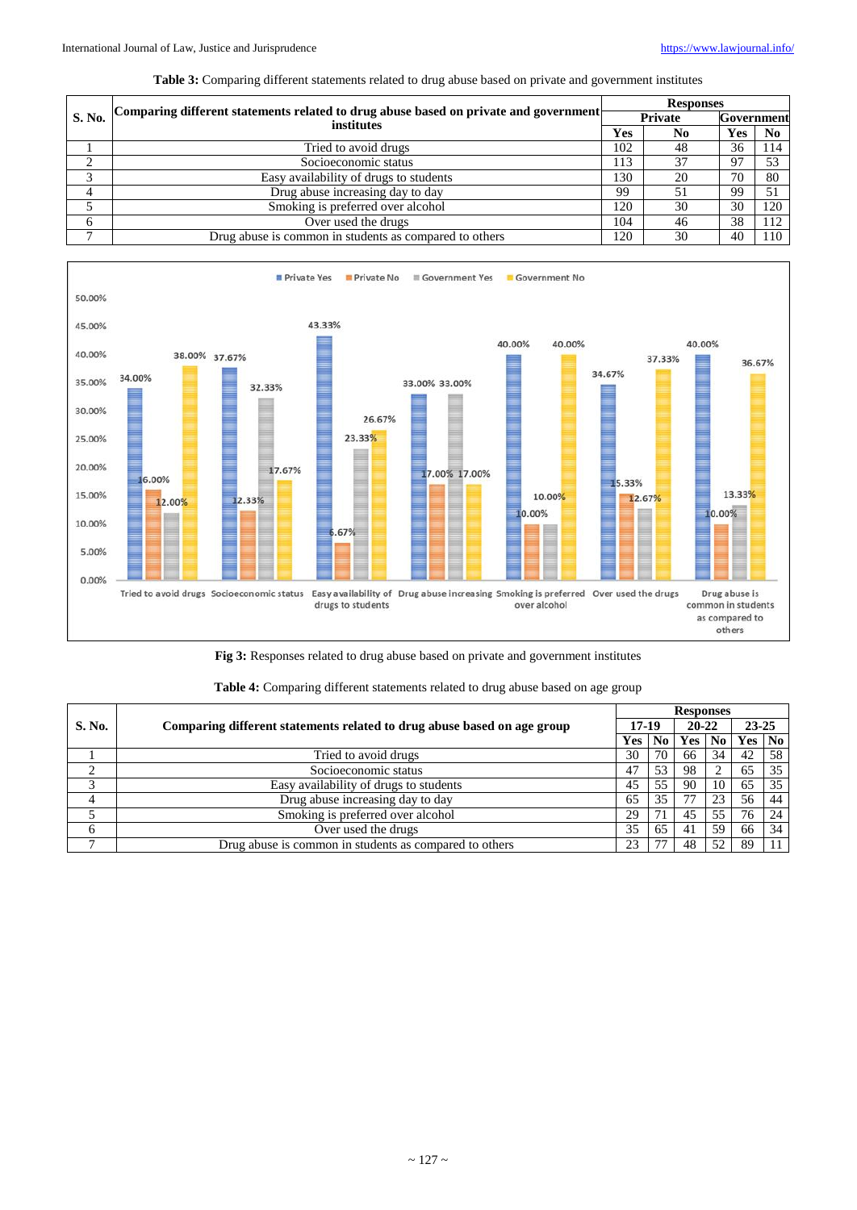**Table 3:** Comparing different statements related to drug abuse based on private and government institutes

| S. No. | Comparing different statements related to drug abuse based on private and government institutes | Responses | | | |
|---|---|---|---|---|---|
| | | Private | | Government | |
| | | Yes | No | Yes | No |
| 1 | Tried to avoid drugs | 102 | 48 | 36 | 114 |
| 2 | Socioeconomic status | 113 | 37 | 97 | 53 |
| 3 | Easy availability of drugs to students | 130 | 20 | 70 | 80 |
| 4 | Drug abuse increasing day to day | 99 | 51 | 99 | 51 |
| 5 | Smoking is preferred over alcohol | 120 | 30 | 30 | 120 |
| 6 | Over used the drugs | 104 | 46 | 38 | 112 |
| 7 | Drug abuse is common in students as compared to others | 120 | 30 | 40 | 110 |

**Fig 3:** Responses related to drug abuse based on private and government institutes

**Table 4:** Comparing different statements related to drug abuse based on age group

| S. No. | Comparing different statements related to drug abuse based on age group | Responses | | | | | |
|---|---|---|---|---|---|---|---|
| | | 17-19 | | 20-22 | | 23-25 | |
| | | Yes | No | Yes | No | Yes | No |
| 1 | Tried to avoid drugs | 30 | 70 | 66 | 34 | 42 | 58 |
| 2 | Socioeconomic status | 47 | 53 | 98 | 2 | 65 | 35 |
| 3 | Easy availability of drugs to students | 45 | 55 | 90 | 10 | 65 | 35 |
| 4 | Drug abuse increasing day to day | 65 | 35 | 77 | 23 | 56 | 44 |
| 5 | Smoking is preferred over alcohol | 29 | 71 | 45 | 55 | 76 | 24 |
| 6 | Over used the drugs | 35 | 65 | 41 | 59 | 66 | 34 |
| 7 | Drug abuse is common in students as compared to others | 23 | 77 | 48 | 52 | 89 | 11 |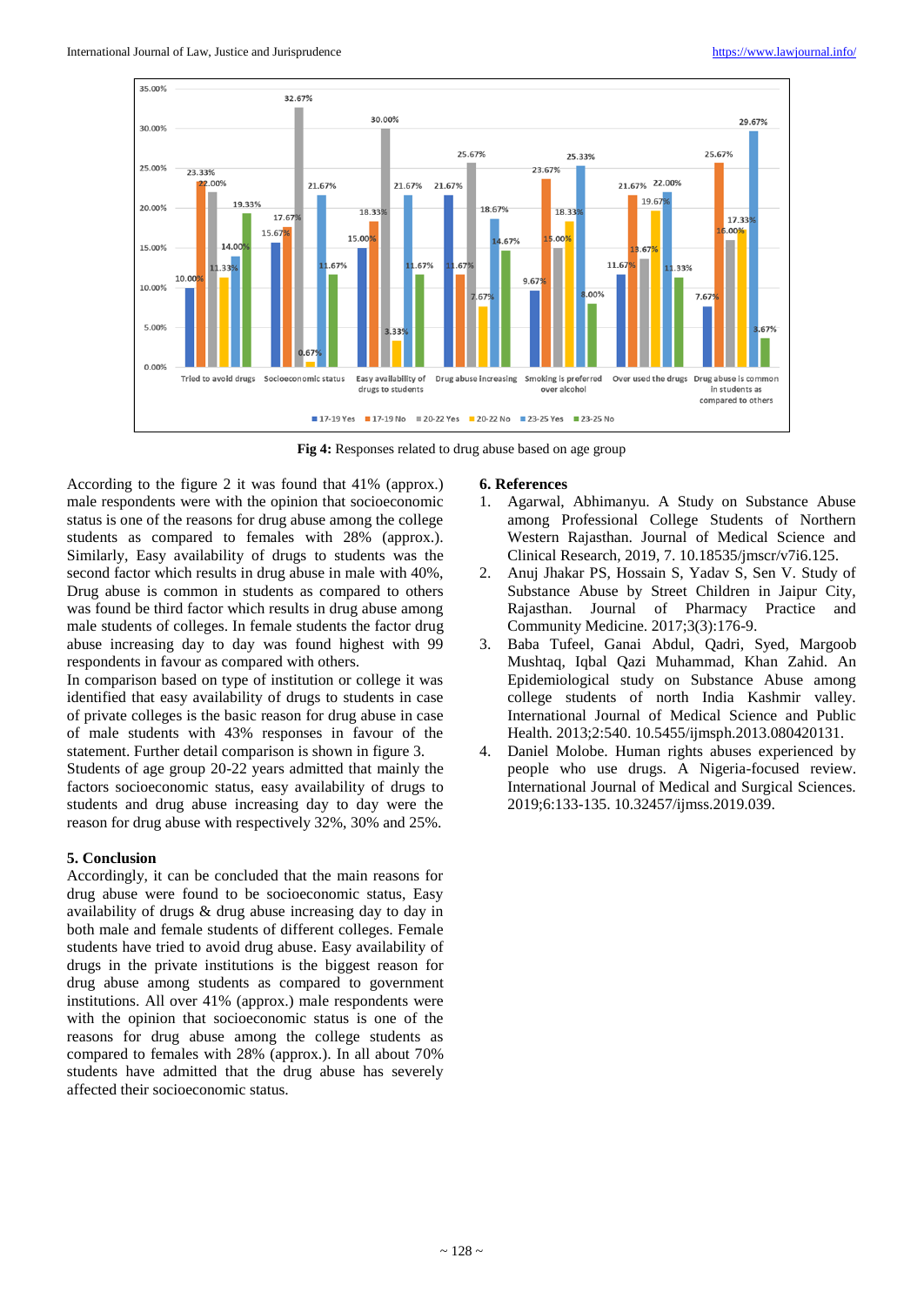35.00%
30.00%
25.00%
20.00%
15.00%
10.00%
5.00%
0.00%

10.00% 23.33% 22.00% 11.33% 14.00% 19.33%
15.67% 17.67% 32.67% 0.67% 21.67% 11.67%
15.00% 18.33% 30.00% 3.33% 21.67% 11.67%
21.67% 11.67% 25.67% 7.67% 18.67% 14.67%
9.67% 23.67% 15.00% 18.33% 25.33% 8.00%
11.67% 21.67% 13.67% 19.67% 22.00% 11.33%
7.67% 25.67% 16.00% 17.33% 29.67% 3.67%

Tried to avoid drugs | Socioeconomic status | Easy availability of drugs to students | Drug abuse increasing | Smoking is preferred over alcohol | Over used the drugs | Drug abuse is common in students as compared to others

17-19 Yes | 17-19 No | 20-22 Yes | 20-22 No | 23-25 Yes | 23-25 No

**Fig 4:** Responses related to drug abuse based on age group

According to the figure 2 it was found that 41% (approx.) male respondents were with the opinion that socioeconomic status is one of the reasons for drug abuse among the college students as compared to females with 28% (approx.). Similarly, Easy availability of drugs to students was the second factor which results in drug abuse in male with 40%, Drug abuse is common in students as compared to others was found be third factor which results in drug abuse among male students of colleges. In female students the factor drug abuse increasing day to day was found highest with 99 respondents in favour as compared with others.

In comparison based on type of institution or college it was identified that easy availability of drugs to students in case of private colleges is the basic reason for drug abuse in case of male students with 43% responses in favour of the statement. Further detail comparison is shown in figure 3.

Students of age group 20-22 years admitted that mainly the factors socioeconomic status, easy availability of drugs to students and drug abuse increasing day to day were the reason for drug abuse with respectively 32%, 30% and 25%.

## 5. Conclusion

Accordingly, it can be concluded that the main reasons for drug abuse were found to be socioeconomic status, Easy availability of drugs & drug abuse increasing day to day in both male and female students of different colleges. Female students have tried to avoid drug abuse. Easy availability of drugs in the private institutions is the biggest reason for drug abuse among students as compared to government institutions. All over 41% (approx.) male respondents were with the opinion that socioeconomic status is one of the reasons for drug abuse among the college students as compared to females with 28% (approx.). In all about 70% students have admitted that the drug abuse has severely affected their socioeconomic status.

## 6. References

1. Agarwal, Abhimanyu. A Study on Substance Abuse among Professional College Students of Northern Western Rajasthan. Journal of Medical Science and Clinical Research, 2019, 7. 10.18535/jmscr/v7i6.125.
2. Anuj Jhakar PS, Hossain S, Yadav S, Sen V. Study of Substance Abuse by Street Children in Jaipur City, Rajasthan. Journal of Pharmacy Practice and Community Medicine. 2017;3(3):176-9.
3. Baba Tufeel, Ganai Abdul, Qadri, Syed, Margoob Mushtaq, Iqbal Qazi Muhammad, Khan Zahid. An Epidemiological study on Substance Abuse among college students of north India Kashmir valley. International Journal of Medical Science and Public Health. 2013;2:540. 10.5455/ijmsph.2013.080420131.
4. Daniel Molobe. Human rights abuses experienced by people who use drugs. A Nigeria-focused review. International Journal of Medical and Surgical Sciences. 2019;6:133-135. 10.32457/ijmss.2019.039.